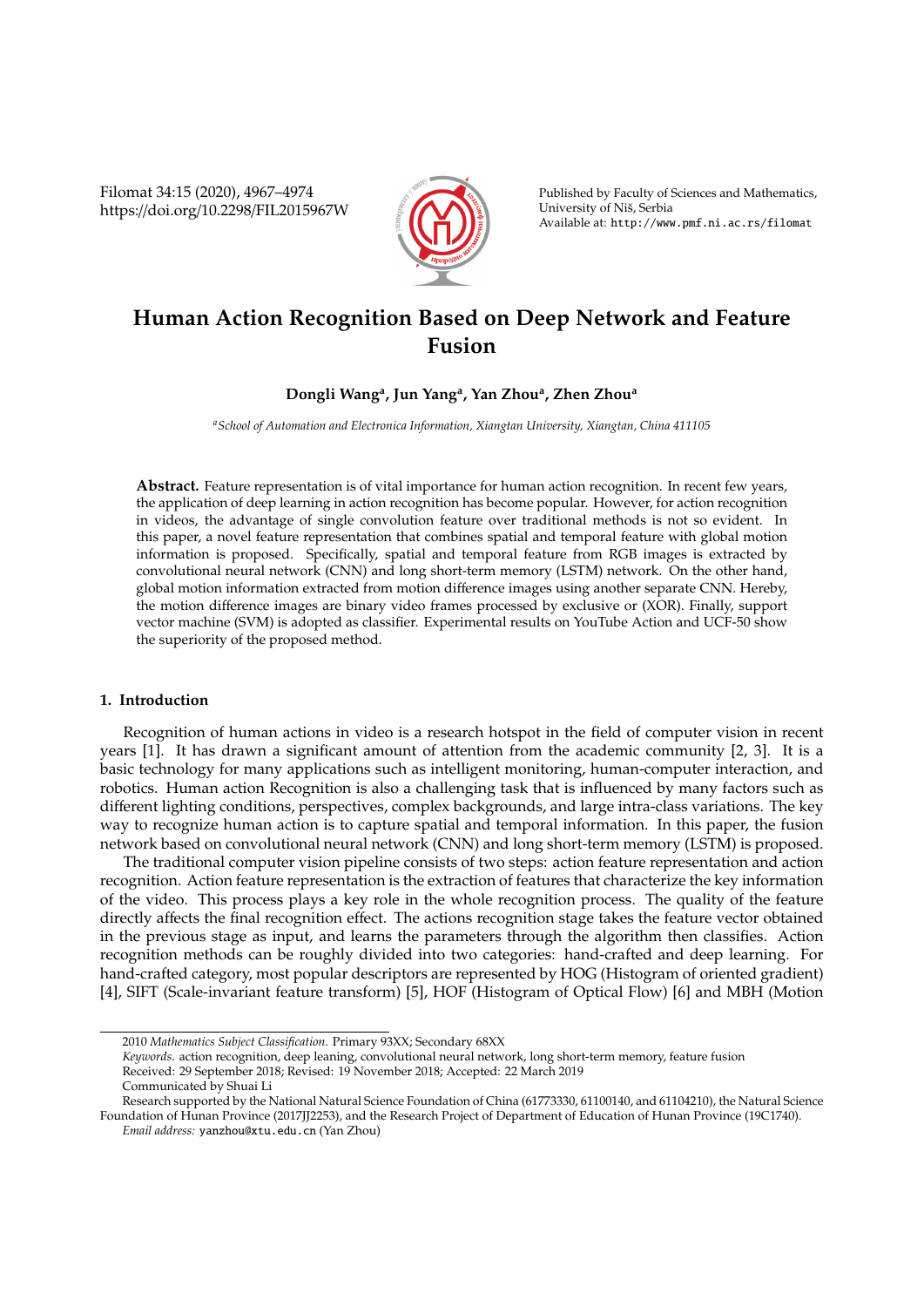# Human Action Recognition Based on Deep Network and Feature Fusion

**Dongli Wang[a], Jun Yang[a], Yan Zhou[a], Zhen Zhou[a]**

[a] *School of Automation and Electronica Information, Xiangtan University, Xiangtan, China 411105*

**Abstract.** Feature representation is of vital importance for human action recognition. In recent few years, the application of deep learning in action recognition has become popular. However, for action recognition in videos, the advantage of single convolution feature over traditional methods is not so evident. In this paper, a novel feature representation that combines spatial and temporal feature with global motion information is proposed. Specifically, spatial and temporal feature from RGB images is extracted by convolutional neural network (CNN) and long short-term memory (LSTM) network. On the other hand, global motion information extracted from motion difference images using another separate CNN. Hereby, the motion difference images are binary video frames processed by exclusive or (XOR). Finally, support vector machine (SVM) is adopted as classifier. Experimental results on YouTube Action and UCF-50 show the superiority of the proposed method.

## 1. Introduction

Recognition of human actions in video is a research hotspot in the field of computer vision in recent years [1]. It has drawn a significant amount of attention from the academic community [2, 3]. It is a basic technology for many applications such as intelligent monitoring, human-computer interaction, and robotics. Human action Recognition is also a challenging task that is influenced by many factors such as different lighting conditions, perspectives, complex backgrounds, and large intra-class variations. The key way to recognize human action is to capture spatial and temporal information. In this paper, the fusion network based on convolutional neural network (CNN) and long short-term memory (LSTM) is proposed.

The traditional computer vision pipeline consists of two steps: action feature representation and action recognition. Action feature representation is the extraction of features that characterize the key information of the video. This process plays a key role in the whole recognition process. The quality of the feature directly affects the final recognition effect. The actions recognition stage takes the feature vector obtained in the previous stage as input, and learns the parameters through the algorithm then classifies. Action recognition methods can be roughly divided into two categories: hand-crafted and deep learning. For hand-crafted category, most popular descriptors are represented by HOG (Histogram of oriented gradient) [4], SIFT (Scale-invariant feature transform) [5], HOF (Histogram of Optical Flow) [6] and MBH (Motion

---

2010 *Mathematics Subject Classification*. Primary 93XX; Secondary 68XX

*Keywords*. action recognition, deep leaning, convolutional neural network, long short-term memory, feature fusion

Received: 29 September 2018; Revised: 19 November 2018; Accepted: 22 March 2019

Communicated by Shuai Li

Research supported by the National Natural Science Foundation of China (61773330, 61100140, and 61104210), the Natural Science Foundation of Hunan Province (2017JJ2253), and the Research Project of Department of Education of Hunan Province (19C1740).

*Email address:* yanzhou@xtu.edu.cn (Yan Zhou)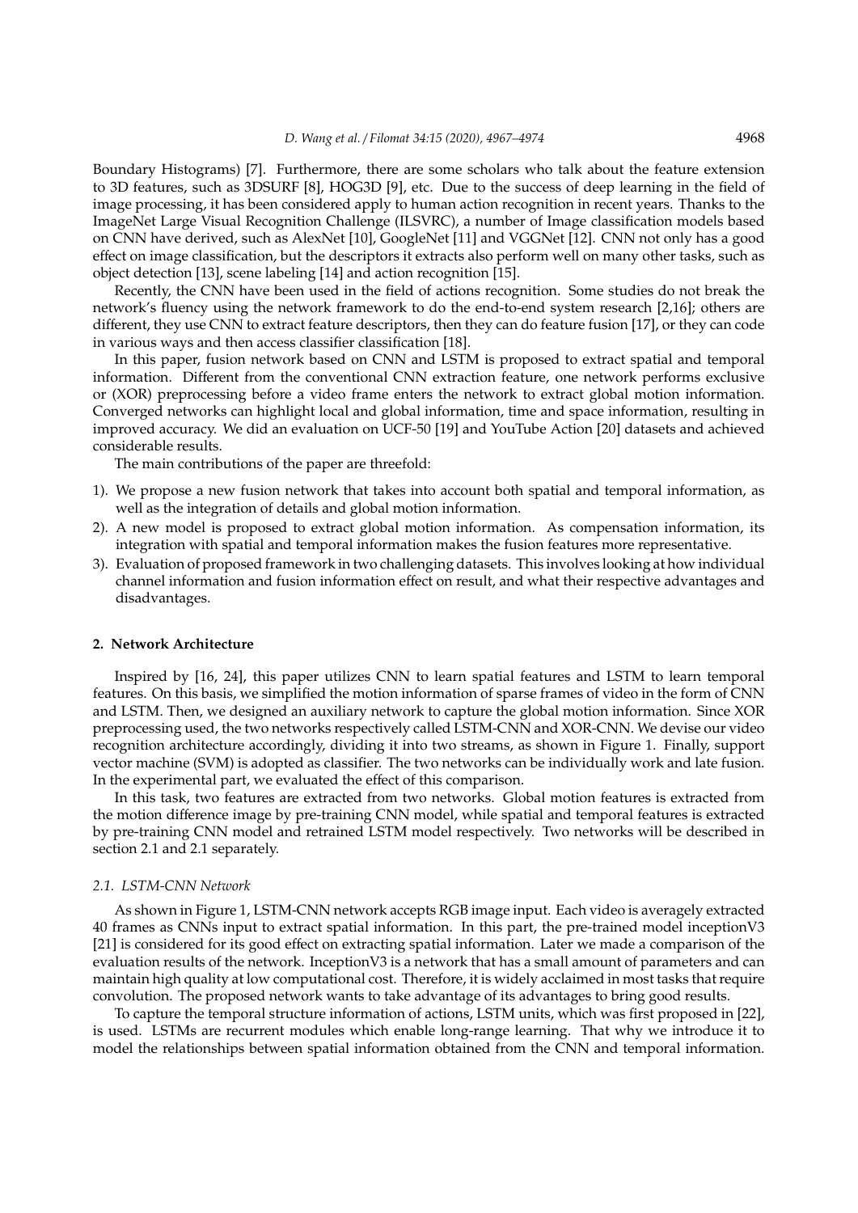Boundary Histograms) [7]. Furthermore, there are some scholars who talk about the feature extension to 3D features, such as 3DSURF [8], HOG3D [9], etc. Due to the success of deep learning in the field of image processing, it has been considered apply to human action recognition in recent years. Thanks to the ImageNet Large Visual Recognition Challenge (ILSVRC), a number of Image classification models based on CNN have derived, such as AlexNet [10], GoogleNet [11] and VGGNet [12]. CNN not only has a good effect on image classification, but the descriptors it extracts also perform well on many other tasks, such as object detection [13], scene labeling [14] and action recognition [15].

Recently, the CNN have been used in the field of actions recognition. Some studies do not break the network's fluency using the network framework to do the end-to-end system research [2,16]; others are different, they use CNN to extract feature descriptors, then they can do feature fusion [17], or they can code in various ways and then access classifier classification [18].

In this paper, fusion network based on CNN and LSTM is proposed to extract spatial and temporal information. Different from the conventional CNN extraction feature, one network performs exclusive or (XOR) preprocessing before a video frame enters the network to extract global motion information. Converged networks can highlight local and global information, time and space information, resulting in improved accuracy. We did an evaluation on UCF-50 [19] and YouTube Action [20] datasets and achieved considerable results.

The main contributions of the paper are threefold:

1). We propose a new fusion network that takes into account both spatial and temporal information, as well as the integration of details and global motion information.
2). A new model is proposed to extract global motion information. As compensation information, its integration with spatial and temporal information makes the fusion features more representative.
3). Evaluation of proposed framework in two challenging datasets. This involves looking at how individual channel information and fusion information effect on result, and what their respective advantages and disadvantages.

## 2. Network Architecture

Inspired by [16, 24], this paper utilizes CNN to learn spatial features and LSTM to learn temporal features. On this basis, we simplified the motion information of sparse frames of video in the form of CNN and LSTM. Then, we designed an auxiliary network to capture the global motion information. Since XOR preprocessing used, the two networks respectively called LSTM-CNN and XOR-CNN. We devise our video recognition architecture accordingly, dividing it into two streams, as shown in Figure 1. Finally, support vector machine (SVM) is adopted as classifier. The two networks can be individually work and late fusion. In the experimental part, we evaluated the effect of this comparison.

In this task, two features are extracted from two networks. Global motion features is extracted from the motion difference image by pre-training CNN model, while spatial and temporal features is extracted by pre-training CNN model and retrained LSTM model respectively. Two networks will be described in section 2.1 and 2.1 separately.

### *2.1. LSTM-CNN Network*

As shown in Figure 1, LSTM-CNN network accepts RGB image input. Each video is averagely extracted 40 frames as CNNs input to extract spatial information. In this part, the pre-trained model inceptionV3 [21] is considered for its good effect on extracting spatial information. Later we made a comparison of the evaluation results of the network. InceptionV3 is a network that has a small amount of parameters and can maintain high quality at low computational cost. Therefore, it is widely acclaimed in most tasks that require convolution. The proposed network wants to take advantage of its advantages to bring good results.

To capture the temporal structure information of actions, LSTM units, which was first proposed in [22], is used. LSTMs are recurrent modules which enable long-range learning. That why we introduce it to model the relationships between spatial information obtained from the CNN and temporal information.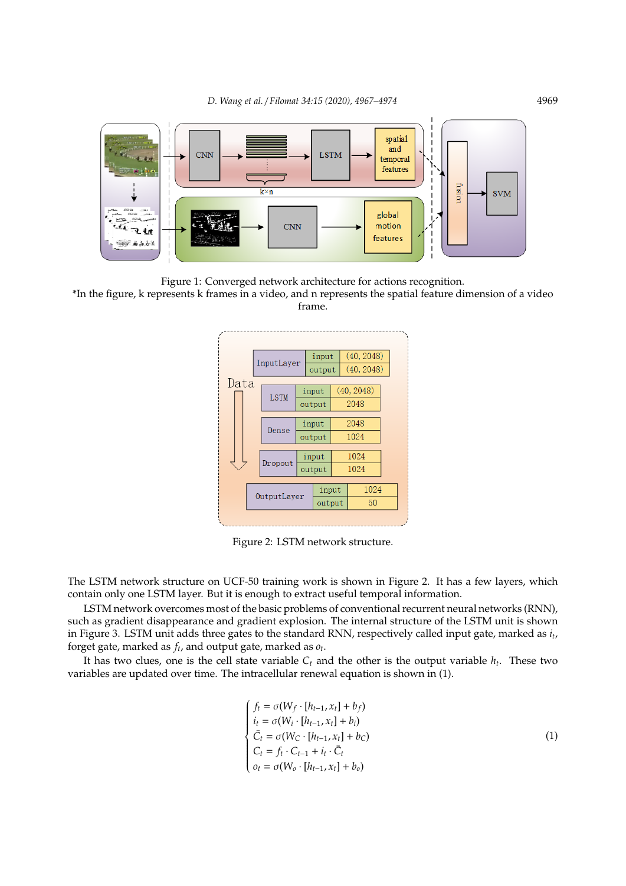Figure 1: Converged network architecture for actions recognition.
*In the figure, k represents k frames in a video, and n represents the spatial feature dimension of a video frame.

Figure 2: LSTM network structure.

The LSTM network structure on UCF-50 training work is shown in Figure 2. It has a few layers, which contain only one LSTM layer. But it is enough to extract useful temporal information.

LSTM network overcomes most of the basic problems of conventional recurrent neural networks (RNN), such as gradient disappearance and gradient explosion. The internal structure of the LSTM unit is shown in Figure 3. LSTM unit adds three gates to the standard RNN, respectively called input gate, marked as $i_t$, forget gate, marked as $f_t$, and output gate, marked as $o_t$.

It has two clues, one is the cell state variable $C_t$ and the other is the output variable $h_t$. These two variables are updated over time. The intracellular renewal equation is shown in (1).

$$
\begin{cases}
f_t = \sigma(W_f \cdot [h_{t-1}, x_t] + b_f) \\
i_t = \sigma(W_i \cdot [h_{t-1}, x_t] + b_i) \\
\bar{C}_t = \sigma(W_C \cdot [h_{t-1}, x_t] + b_C) \\
C_t = f_t \cdot C_{t-1} + i_t \cdot \bar{C}_t \\
o_t = \sigma(W_o \cdot [h_{t-1}, x_t] + b_o)
\end{cases}
\tag{1}
$$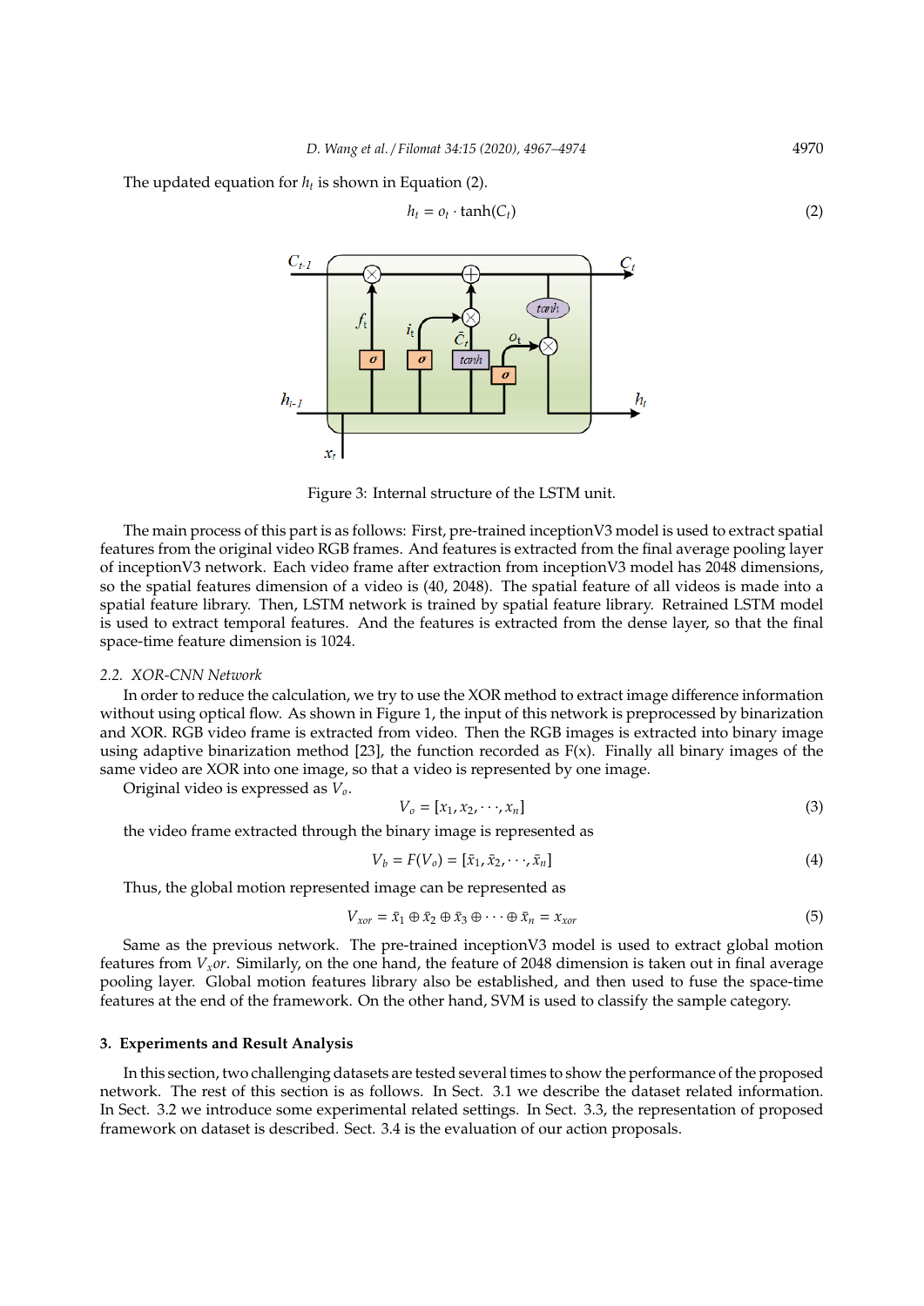The updated equation for $h_t$ is shown in Equation (2).

$$h_t = o_t \cdot \tanh(C_t) \tag{2}$$

Figure 3: Internal structure of the LSTM unit.

The main process of this part is as follows: First, pre-trained inceptionV3 model is used to extract spatial features from the original video RGB frames. And features is extracted from the final average pooling layer of inceptionV3 network. Each video frame after extraction from inceptionV3 model has 2048 dimensions, so the spatial features dimension of a video is (40, 2048). The spatial feature of all videos is made into a spatial feature library. Then, LSTM network is trained by spatial feature library. Retrained LSTM model is used to extract temporal features. And the features is extracted from the dense layer, so that the final space-time feature dimension is 1024.

### 2.2. XOR-CNN Network

In order to reduce the calculation, we try to use the XOR method to extract image difference information without using optical flow. As shown in Figure 1, the input of this network is preprocessed by binarization and XOR. RGB video frame is extracted from video. Then the RGB images is extracted into binary image using adaptive binarization method [23], the function recorded as F(x). Finally all binary images of the same video are XOR into one image, so that a video is represented by one image.

Original video is expressed as $V_o$.

$$V_o = [x_1, x_2, \cdots, x_n] \tag{3}$$

the video frame extracted through the binary image is represented as

$$V_b = F(V_o) = [\bar{x}_1, \bar{x}_2, \cdots, \bar{x}_n] \tag{4}$$

Thus, the global motion represented image can be represented as

$$V_{xor} = \bar{x}_1 \oplus \bar{x}_2 \oplus \bar{x}_3 \oplus \cdots \oplus \bar{x}_n = x_{xor} \tag{5}$$

Same as the previous network. The pre-trained inceptionV3 model is used to extract global motion features from $V_x or$. Similarly, on the one hand, the feature of 2048 dimension is taken out in final average pooling layer. Global motion features library also be established, and then used to fuse the space-time features at the end of the framework. On the other hand, SVM is used to classify the sample category.

## 3. Experiments and Result Analysis

In this section, two challenging datasets are tested several times to show the performance of the proposed network. The rest of this section is as follows. In Sect. 3.1 we describe the dataset related information. In Sect. 3.2 we introduce some experimental related settings. In Sect. 3.3, the representation of proposed framework on dataset is described. Sect. 3.4 is the evaluation of our action proposals.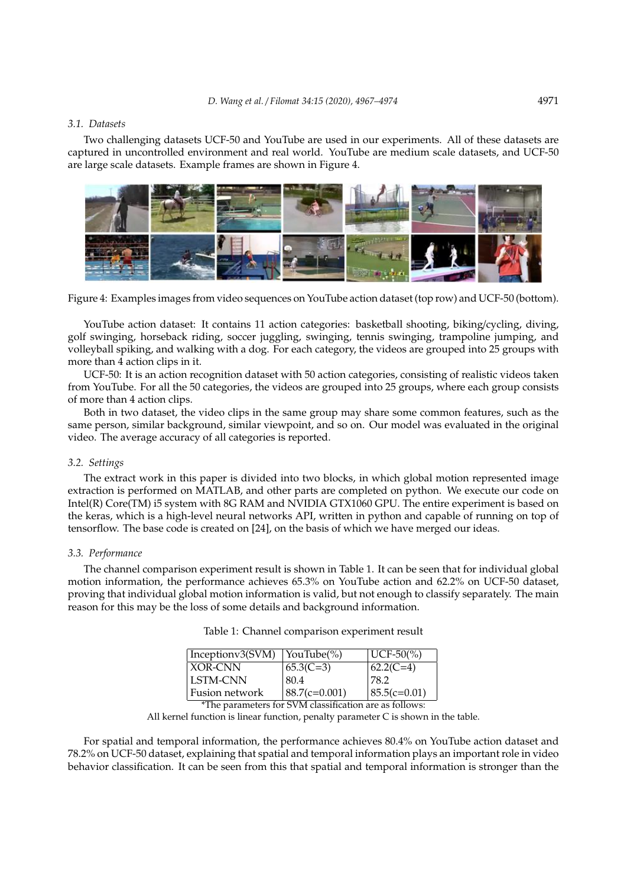### 3.1. Datasets

Two challenging datasets UCF-50 and YouTube are used in our experiments. All of these datasets are captured in uncontrolled environment and real world. YouTube are medium scale datasets, and UCF-50 are large scale datasets. Example frames are shown in Figure 4.

Figure 4: Examples images from video sequences on YouTube action dataset (top row) and UCF-50 (bottom).

YouTube action dataset: It contains 11 action categories: basketball shooting, biking/cycling, diving, golf swinging, horseback riding, soccer juggling, swinging, tennis swinging, trampoline jumping, and volleyball spiking, and walking with a dog. For each category, the videos are grouped into 25 groups with more than 4 action clips in it.

UCF-50: It is an action recognition dataset with 50 action categories, consisting of realistic videos taken from YouTube. For all the 50 categories, the videos are grouped into 25 groups, where each group consists of more than 4 action clips.

Both in two dataset, the video clips in the same group may share some common features, such as the same person, similar background, similar viewpoint, and so on. Our model was evaluated in the original video. The average accuracy of all categories is reported.

### 3.2. Settings

The extract work in this paper is divided into two blocks, in which global motion represented image extraction is performed on MATLAB, and other parts are completed on python. We execute our code on Intel(R) Core(TM) i5 system with 8G RAM and NVIDIA GTX1060 GPU. The entire experiment is based on the keras, which is a high-level neural networks API, written in python and capable of running on top of tensorflow. The base code is created on [24], on the basis of which we have merged our ideas.

### 3.3. Performance

The channel comparison experiment result is shown in Table 1. It can be seen that for individual global motion information, the performance achieves 65.3% on YouTube action and 62.2% on UCF-50 dataset, proving that individual global motion information is valid, but not enough to classify separately. The main reason for this may be the loss of some details and background information.

Table 1: Channel comparison experiment result

| Inceptionv3(SVM) | YouTube(%) | UCF-50(%) |
|---|---|---|
| XOR-CNN | 65.3(C=3) | 62.2(C=4) |
| LSTM-CNN | 80.4 | 78.2 |
| Fusion network | 88.7(c=0.001) | 85.5(c=0.01) |

*The parameters for SVM classification are as follows:
All kernel function is linear function, penalty parameter C is shown in the table.

For spatial and temporal information, the performance achieves 80.4% on YouTube action dataset and 78.2% on UCF-50 dataset, explaining that spatial and temporal information plays an important role in video behavior classification. It can be seen from this that spatial and temporal information is stronger than the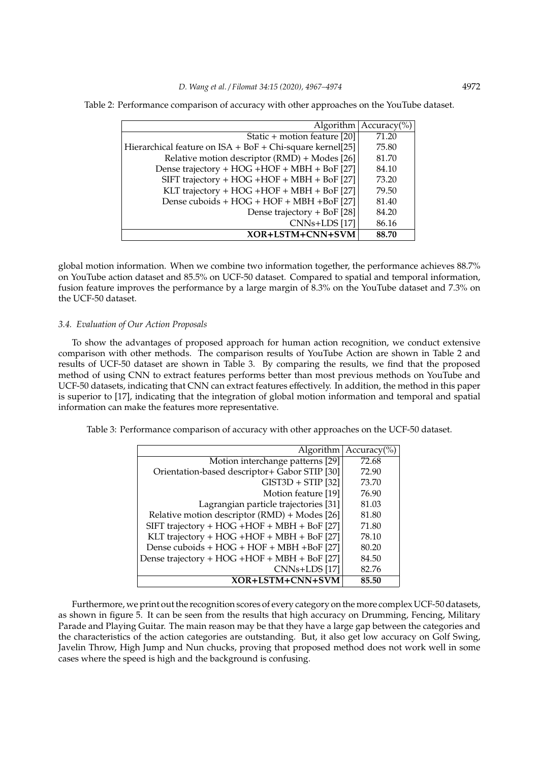Table 2: Performance comparison of accuracy with other approaches on the YouTube dataset.

| Algorithm | Accuracy(%) |
| ---: | :---: |
| Static + motion feature [20] | 71.20 |
| Hierarchical feature on ISA + BoF + Chi-square kernel[25] | 75.80 |
| Relative motion descriptor (RMD) + Modes [26] | 81.70 |
| Dense trajectory + HOG +HOF + MBH + BoF [27] | 84.10 |
| SIFT trajectory + HOG +HOF + MBH + BoF [27] | 73.20 |
| KLT trajectory + HOG +HOF + MBH + BoF [27] | 79.50 |
| Dense cuboids + HOG + HOF + MBH +BoF [27] | 81.40 |
| Dense trajectory + BoF [28] | 84.20 |
| CNNs+LDS [17] | 86.16 |
| **XOR+LSTM+CNN+SVM** | **88.70** |

global motion information. When we combine two information together, the performance achieves 88.7% on YouTube action dataset and 85.5% on UCF-50 dataset. Compared to spatial and temporal information, fusion feature improves the performance by a large margin of 8.3% on the YouTube dataset and 7.3% on the UCF-50 dataset.

### *3.4. Evaluation of Our Action Proposals*

To show the advantages of proposed approach for human action recognition, we conduct extensive comparison with other methods. The comparison results of YouTube Action are shown in Table 2 and results of UCF-50 dataset are shown in Table 3. By comparing the results, we find that the proposed method of using CNN to extract features performs better than most previous methods on YouTube and UCF-50 datasets, indicating that CNN can extract features effectively. In addition, the method in this paper is superior to [17], indicating that the integration of global motion information and temporal and spatial information can make the features more representative.

Table 3: Performance comparison of accuracy with other approaches on the UCF-50 dataset.

| Algorithm | Accuracy(%) |
| ---: | :---: |
| Motion interchange patterns [29] | 72.68 |
| Orientation-based descriptor+ Gabor STIP [30] | 72.90 |
| GIST3D + STIP [32] | 73.70 |
| Motion feature [19] | 76.90 |
| Lagrangian particle trajectories [31] | 81.03 |
| Relative motion descriptor (RMD) + Modes [26] | 81.80 |
| SIFT trajectory + HOG +HOF + MBH + BoF [27] | 71.80 |
| KLT trajectory + HOG +HOF + MBH + BoF [27] | 78.10 |
| Dense cuboids + HOG + HOF + MBH +BoF [27] | 80.20 |
| Dense trajectory + HOG +HOF + MBH + BoF [27] | 84.50 |
| CNNs+LDS [17] | 82.76 |
| **XOR+LSTM+CNN+SVM** | **85.50** |

Furthermore, we print out the recognition scores of every category on the more complex UCF-50 datasets, as shown in figure 5. It can be seen from the results that high accuracy on Drumming, Fencing, Military Parade and Playing Guitar. The main reason may be that they have a large gap between the categories and the characteristics of the action categories are outstanding. But, it also get low accuracy on Golf Swing, Javelin Throw, High Jump and Nun chucks, proving that proposed method does not work well in some cases where the speed is high and the background is confusing.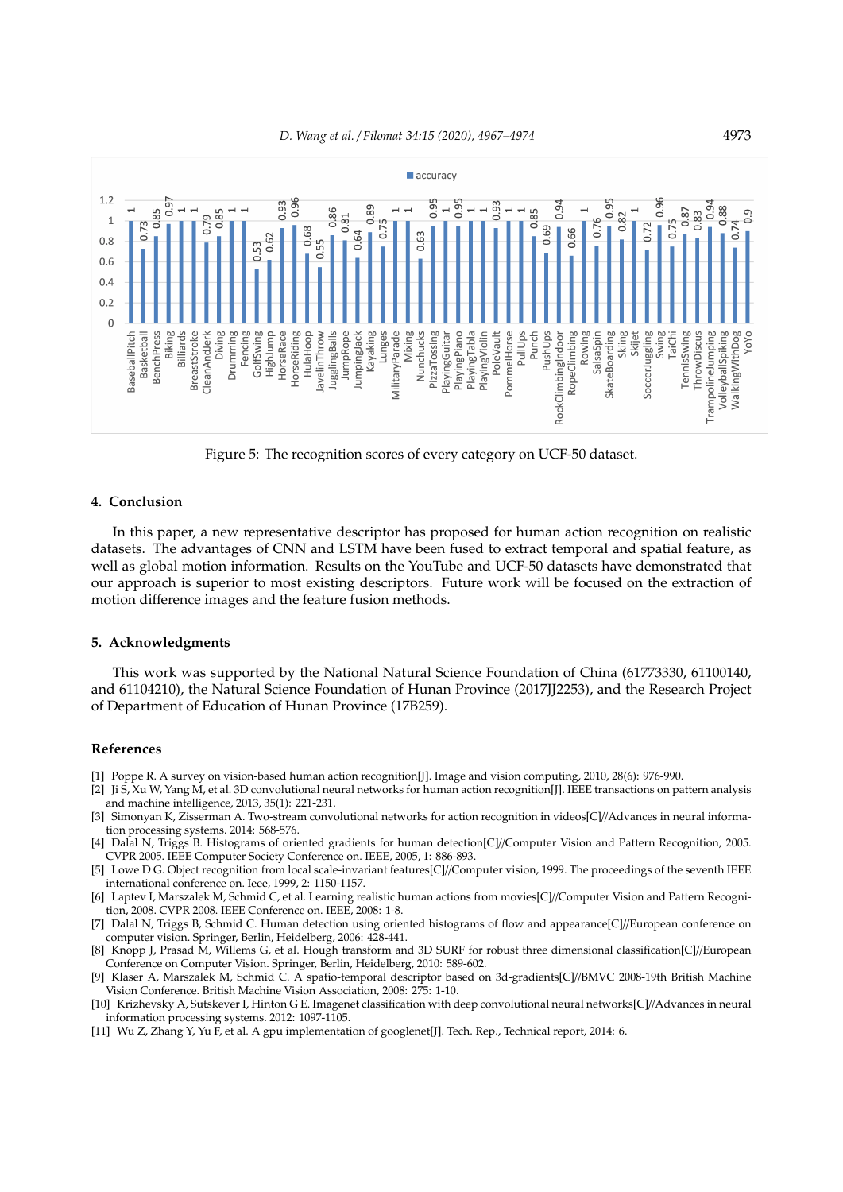Figure 5: The recognition scores of every category on UCF-50 dataset.

## 4. Conclusion

In this paper, a new representative descriptor has proposed for human action recognition on realistic datasets. The advantages of CNN and LSTM have been fused to extract temporal and spatial feature, as well as global motion information. Results on the YouTube and UCF-50 datasets have demonstrated that our approach is superior to most existing descriptors. Future work will be focused on the extraction of motion difference images and the feature fusion methods.

## 5. Acknowledgments

This work was supported by the National Natural Science Foundation of China (61773330, 61100140, and 61104210), the Natural Science Foundation of Hunan Province (2017JJ2253), and the Research Project of Department of Education of Hunan Province (17B259).

## References

[1] Poppe R. A survey on vision-based human action recognition[J]. Image and vision computing, 2010, 28(6): 976-990.

[2] Ji S, Xu W, Yang M, et al. 3D convolutional neural networks for human action recognition[J]. IEEE transactions on pattern analysis and machine intelligence, 2013, 35(1): 221-231.

[3] Simonyan K, Zisserman A. Two-stream convolutional networks for action recognition in videos[C]//Advances in neural information processing systems. 2014: 568-576.

[4] Dalal N, Triggs B. Histograms of oriented gradients for human detection[C]//Computer Vision and Pattern Recognition, 2005. CVPR 2005. IEEE Computer Society Conference on. IEEE, 2005, 1: 886-893.

[5] Lowe D G. Object recognition from local scale-invariant features[C]//Computer vision, 1999. The proceedings of the seventh IEEE international conference on. Ieee, 1999, 2: 1150-1157.

[6] Laptev I, Marszalek M, Schmid C, et al. Learning realistic human actions from movies[C]//Computer Vision and Pattern Recognition, 2008. CVPR 2008. IEEE Conference on. IEEE, 2008: 1-8.

[7] Dalal N, Triggs B, Schmid C. Human detection using oriented histograms of flow and appearance[C]//European conference on computer vision. Springer, Berlin, Heidelberg, 2006: 428-441.

[8] Knopp J, Prasad M, Willems G, et al. Hough transform and 3D SURF for robust three dimensional classification[C]//European Conference on Computer Vision. Springer, Berlin, Heidelberg, 2010: 589-602.

[9] Klaser A, Marszalek M, Schmid C. A spatio-temporal descriptor based on 3d-gradients[C]//BMVC 2008-19th British Machine Vision Conference. British Machine Vision Association, 2008: 275: 1-10.

[10] Krizhevsky A, Sutskever I, Hinton G E. Imagenet classification with deep convolutional neural networks[C]//Advances in neural information processing systems. 2012: 1097-1105.

[11] Wu Z, Zhang Y, Yu F, et al. A gpu implementation of googlenet[J]. Tech. Rep., Technical report, 2014: 6.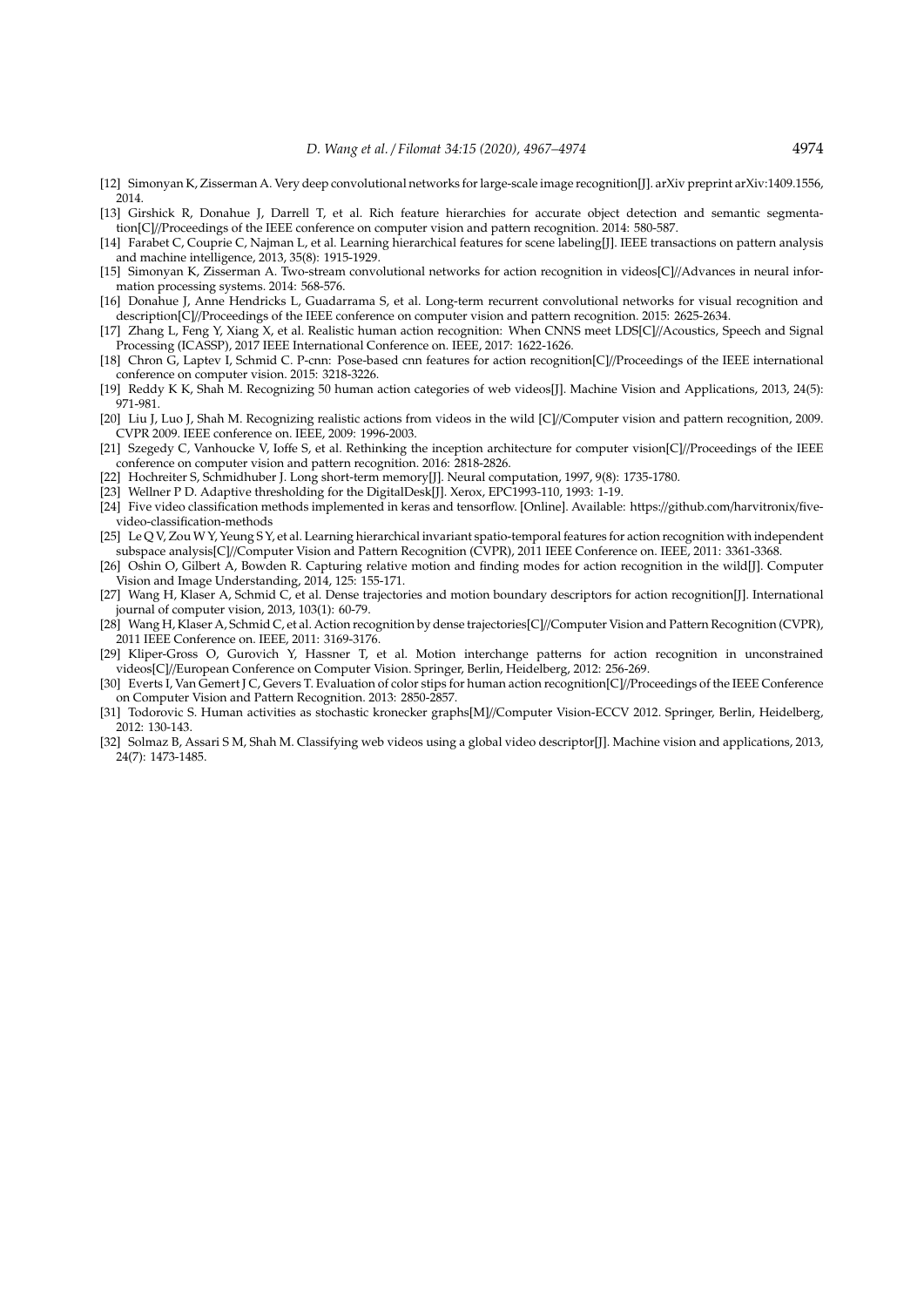[12] Simonyan K, Zisserman A. Very deep convolutional networks for large-scale image recognition[J]. arXiv preprint arXiv:1409.1556, 2014.

[13] Girshick R, Donahue J, Darrell T, et al. Rich feature hierarchies for accurate object detection and semantic segmentation[C]//Proceedings of the IEEE conference on computer vision and pattern recognition. 2014: 580-587.

[14] Farabet C, Couprie C, Najman L, et al. Learning hierarchical features for scene labeling[J]. IEEE transactions on pattern analysis and machine intelligence, 2013, 35(8): 1915-1929.

[15] Simonyan K, Zisserman A. Two-stream convolutional networks for action recognition in videos[C]//Advances in neural information processing systems. 2014: 568-576.

[16] Donahue J, Anne Hendricks L, Guadarrama S, et al. Long-term recurrent convolutional networks for visual recognition and description[C]//Proceedings of the IEEE conference on computer vision and pattern recognition. 2015: 2625-2634.

[17] Zhang L, Feng Y, Xiang X, et al. Realistic human action recognition: When CNNS meet LDS[C]//Acoustics, Speech and Signal Processing (ICASSP), 2017 IEEE International Conference on. IEEE, 2017: 1622-1626.

[18] Chron G, Laptev I, Schmid C. P-cnn: Pose-based cnn features for action recognition[C]//Proceedings of the IEEE international conference on computer vision. 2015: 3218-3226.

[19] Reddy K K, Shah M. Recognizing 50 human action categories of web videos[J]. Machine Vision and Applications, 2013, 24(5): 971-981.

[20] Liu J, Luo J, Shah M. Recognizing realistic actions from videos in the wild [C]//Computer vision and pattern recognition, 2009. CVPR 2009. IEEE conference on. IEEE, 2009: 1996-2003.

[21] Szegedy C, Vanhoucke V, Ioffe S, et al. Rethinking the inception architecture for computer vision[C]//Proceedings of the IEEE conference on computer vision and pattern recognition. 2016: 2818-2826.

[22] Hochreiter S, Schmidhuber J. Long short-term memory[J]. Neural computation, 1997, 9(8): 1735-1780.

[23] Wellner P D. Adaptive thresholding for the DigitalDesk[J]. Xerox, EPC1993-110, 1993: 1-19.

[24] Five video classification methods implemented in keras and tensorflow. [Online]. Available: https://github.com/harvitronix/five-video-classification-methods

[25] Le Q V, Zou W Y, Yeung S Y, et al. Learning hierarchical invariant spatio-temporal features for action recognition with independent subspace analysis[C]//Computer Vision and Pattern Recognition (CVPR), 2011 IEEE Conference on. IEEE, 2011: 3361-3368.

[26] Oshin O, Gilbert A, Bowden R. Capturing relative motion and finding modes for action recognition in the wild[J]. Computer Vision and Image Understanding, 2014, 125: 155-171.

[27] Wang H, Klaser A, Schmid C, et al. Dense trajectories and motion boundary descriptors for action recognition[J]. International journal of computer vision, 2013, 103(1): 60-79.

[28] Wang H, Klaser A, Schmid C, et al. Action recognition by dense trajectories[C]//Computer Vision and Pattern Recognition (CVPR), 2011 IEEE Conference on. IEEE, 2011: 3169-3176.

[29] Kliper-Gross O, Gurovich Y, Hassner T, et al. Motion interchange patterns for action recognition in unconstrained videos[C]//European Conference on Computer Vision. Springer, Berlin, Heidelberg, 2012: 256-269.

[30] Everts I, Van Gemert J C, Gevers T. Evaluation of color stips for human action recognition[C]//Proceedings of the IEEE Conference on Computer Vision and Pattern Recognition. 2013: 2850-2857.

[31] Todorovic S. Human activities as stochastic kronecker graphs[M]//Computer Vision-ECCV 2012. Springer, Berlin, Heidelberg, 2012: 130-143.

[32] Solmaz B, Assari S M, Shah M. Classifying web videos using a global video descriptor[J]. Machine vision and applications, 2013, 24(7): 1473-1485.